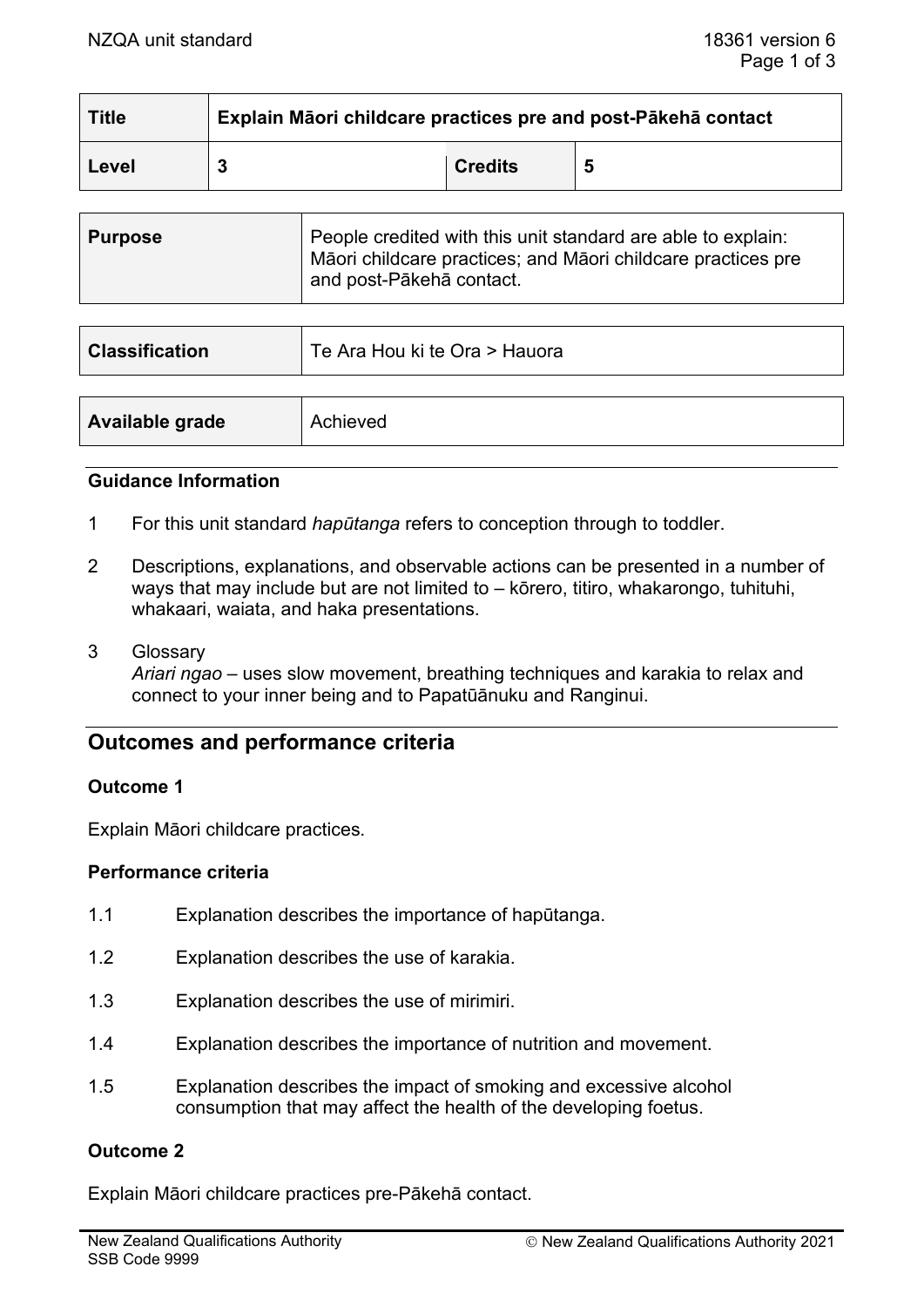| Title | Explain Māori childcare practices pre and post-Pākehā contact | | |
|---|---|---|---|
| Level | 3 | Credits | 5 |

| Purpose | People credited with this unit standard are able to explain: Māori childcare practices; and Māori childcare practices pre and post-Pākehā contact. |
|---|---|

| Classification | Te Ara Hou ki te Ora > Hauora |
|---|---|

| Available grade | Achieved |
|---|---|

### Guidance Information

1 For this unit standard *hapūtanga* refers to conception through to toddler.

2 Descriptions, explanations, and observable actions can be presented in a number of ways that may include but are not limited to – kōrero, titiro, whakarongo, tuhituhi, whakaari, waiata, and haka presentations.

3 Glossary
*Ariari ngao* – uses slow movement, breathing techniques and karakia to relax and connect to your inner being and to Papatūānuku and Ranginui.

## Outcomes and performance criteria

### Outcome 1

Explain Māori childcare practices.

### Performance criteria

1.1 Explanation describes the importance of hapūtanga.

1.2 Explanation describes the use of karakia.

1.3 Explanation describes the use of mirimiri.

1.4 Explanation describes the importance of nutrition and movement.

1.5 Explanation describes the impact of smoking and excessive alcohol consumption that may affect the health of the developing foetus.

### Outcome 2

Explain Māori childcare practices pre-Pākehā contact.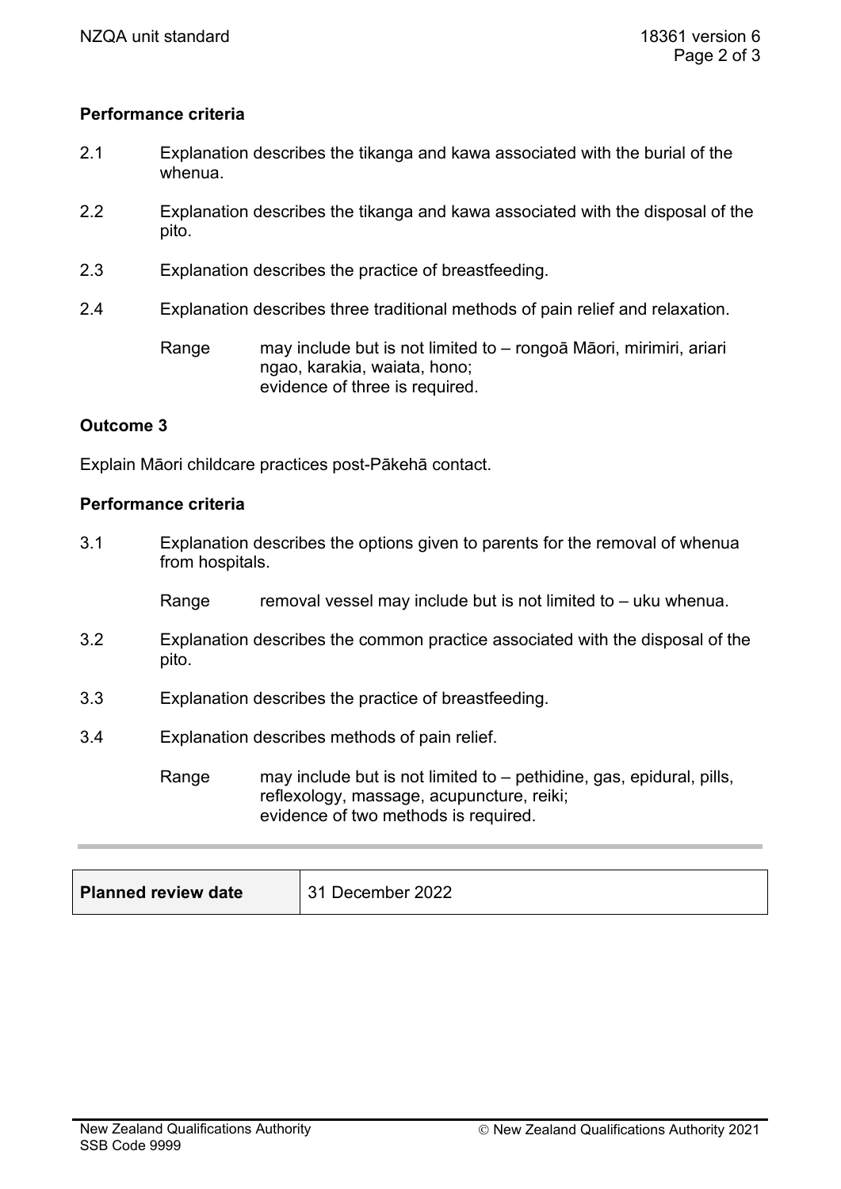**Performance criteria**

2.1 Explanation describes the tikanga and kawa associated with the burial of the whenua.

2.2 Explanation describes the tikanga and kawa associated with the disposal of the pito.

2.3 Explanation describes the practice of breastfeeding.

2.4 Explanation describes three traditional methods of pain relief and relaxation.

Range may include but is not limited to – rongoā Māori, mirimiri, ariari ngao, karakia, waiata, hono;
evidence of three is required.

**Outcome 3**

Explain Māori childcare practices post-Pākehā contact.

**Performance criteria**

3.1 Explanation describes the options given to parents for the removal of whenua from hospitals.

Range removal vessel may include but is not limited to – uku whenua.

3.2 Explanation describes the common practice associated with the disposal of the pito.

3.3 Explanation describes the practice of breastfeeding.

3.4 Explanation describes methods of pain relief.

Range may include but is not limited to – pethidine, gas, epidural, pills, reflexology, massage, acupuncture, reiki;
evidence of two methods is required.

| **Planned review date** | 31 December 2022 |
| --- | --- |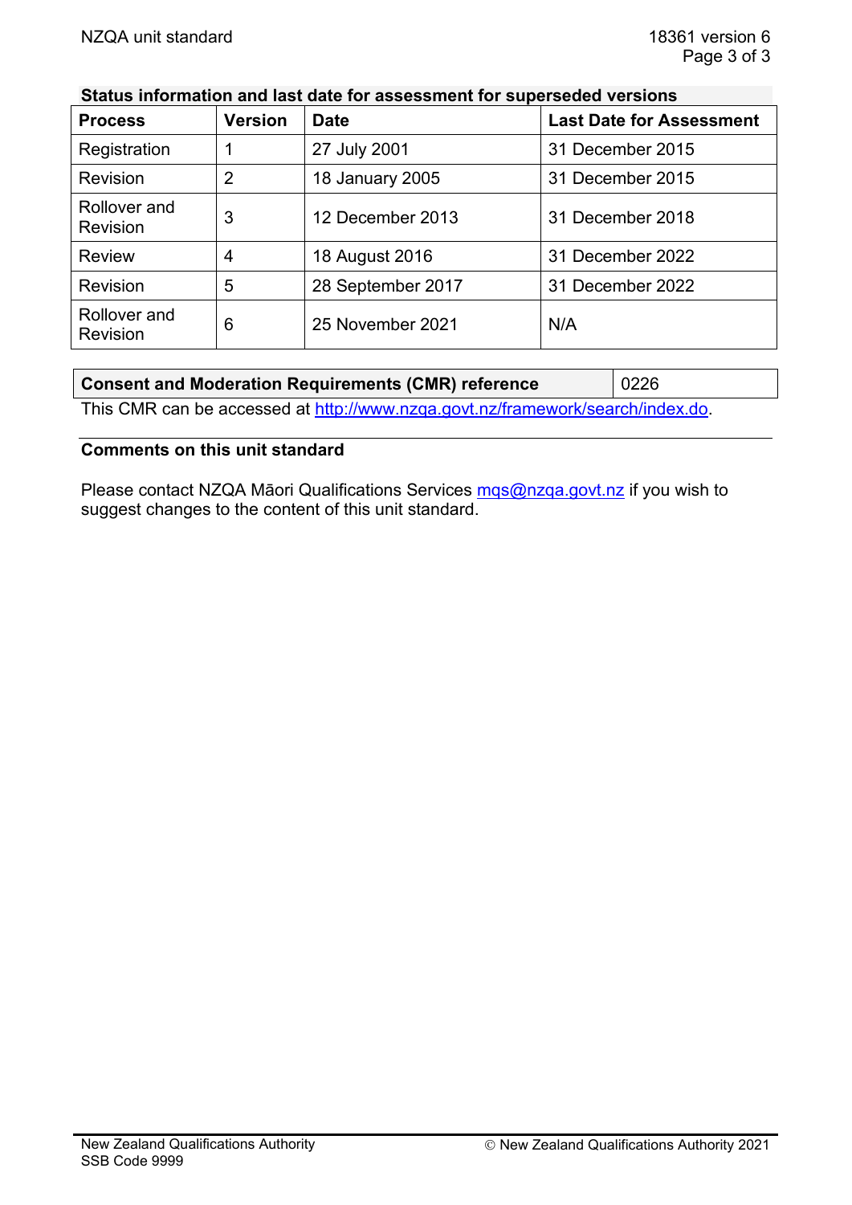**Status information and last date for assessment for superseded versions**

| Process | Version | Date | Last Date for Assessment |
|---|---|---|---|
| Registration | 1 | 27 July 2001 | 31 December 2015 |
| Revision | 2 | 18 January 2005 | 31 December 2015 |
| Rollover and Revision | 3 | 12 December 2013 | 31 December 2018 |
| Review | 4 | 18 August 2016 | 31 December 2022 |
| Revision | 5 | 28 September 2017 | 31 December 2022 |
| Rollover and Revision | 6 | 25 November 2021 | N/A |

| Consent and Moderation Requirements (CMR) reference | 0226 |
|---|---|

This CMR can be accessed at http://www.nzqa.govt.nz/framework/search/index.do.

**Comments on this unit standard**

Please contact NZQA Māori Qualifications Services mqs@nzqa.govt.nz if you wish to suggest changes to the content of this unit standard.